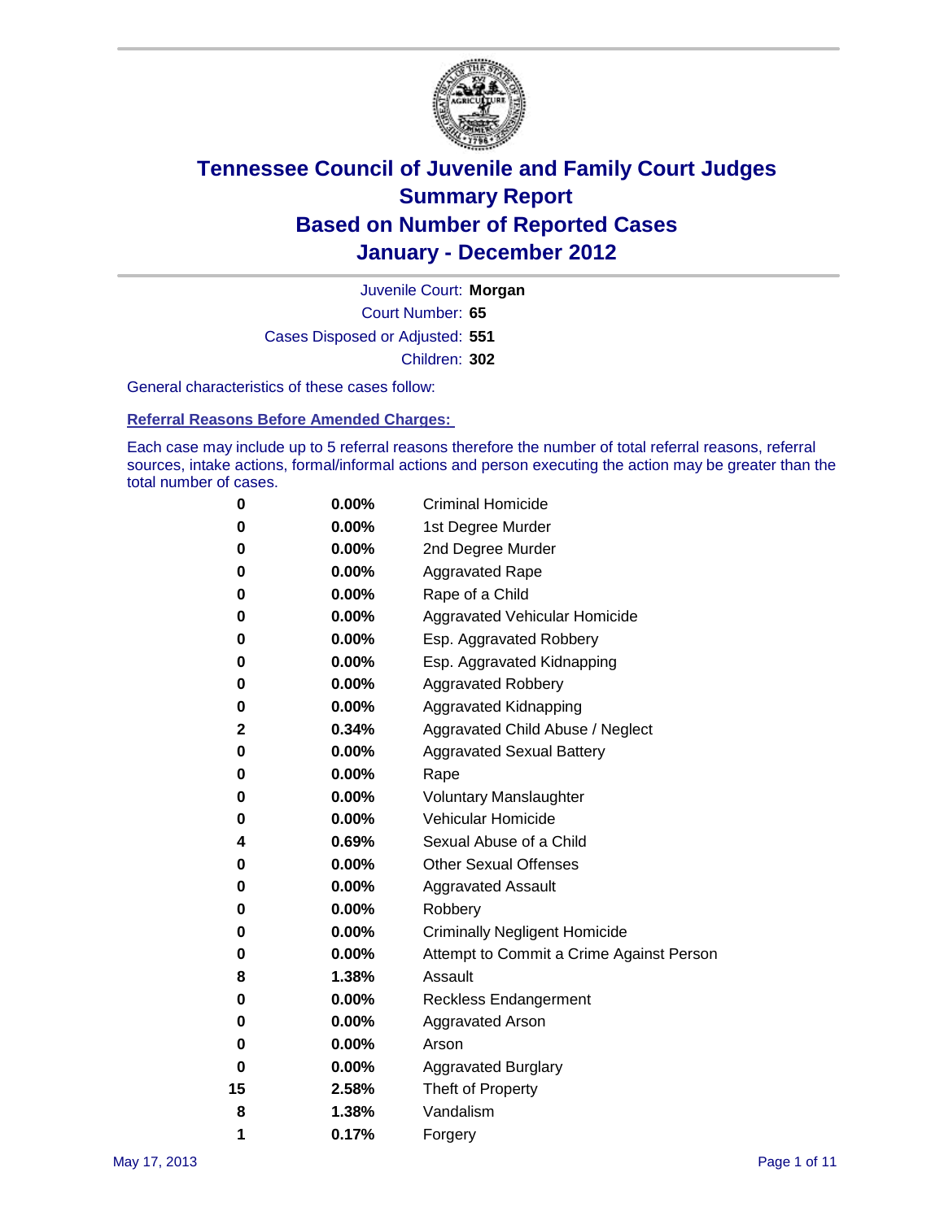# Tennessee Council of Juvenile and Family Court Judges
## Summary Report
## Based on Number of Reported Cases
## January - December 2012

Juvenile Court: **Morgan**
Court Number: **65**
Cases Disposed or Adjusted: **551**
Children: **302**

General characteristics of these cases follow:

**Referral Reasons Before Amended Charges:**

Each case may include up to 5 referral reasons therefore the number of total referral reasons, referral sources, intake actions, formal/informal actions and person executing the action may be greater than the total number of cases.

| Count | Percent | Referral Reason |
|---|---|---|
| 0 | 0.00% | Criminal Homicide |
| 0 | 0.00% | 1st Degree Murder |
| 0 | 0.00% | 2nd Degree Murder |
| 0 | 0.00% | Aggravated Rape |
| 0 | 0.00% | Rape of a Child |
| 0 | 0.00% | Aggravated Vehicular Homicide |
| 0 | 0.00% | Esp. Aggravated Robbery |
| 0 | 0.00% | Esp. Aggravated Kidnapping |
| 0 | 0.00% | Aggravated Robbery |
| 0 | 0.00% | Aggravated Kidnapping |
| 2 | 0.34% | Aggravated Child Abuse / Neglect |
| 0 | 0.00% | Aggravated Sexual Battery |
| 0 | 0.00% | Rape |
| 0 | 0.00% | Voluntary Manslaughter |
| 0 | 0.00% | Vehicular Homicide |
| 4 | 0.69% | Sexual Abuse of a Child |
| 0 | 0.00% | Other Sexual Offenses |
| 0 | 0.00% | Aggravated Assault |
| 0 | 0.00% | Robbery |
| 0 | 0.00% | Criminally Negligent Homicide |
| 0 | 0.00% | Attempt to Commit a Crime Against Person |
| 8 | 1.38% | Assault |
| 0 | 0.00% | Reckless Endangerment |
| 0 | 0.00% | Aggravated Arson |
| 0 | 0.00% | Arson |
| 0 | 0.00% | Aggravated Burglary |
| 15 | 2.58% | Theft of Property |
| 8 | 1.38% | Vandalism |
| 1 | 0.17% | Forgery |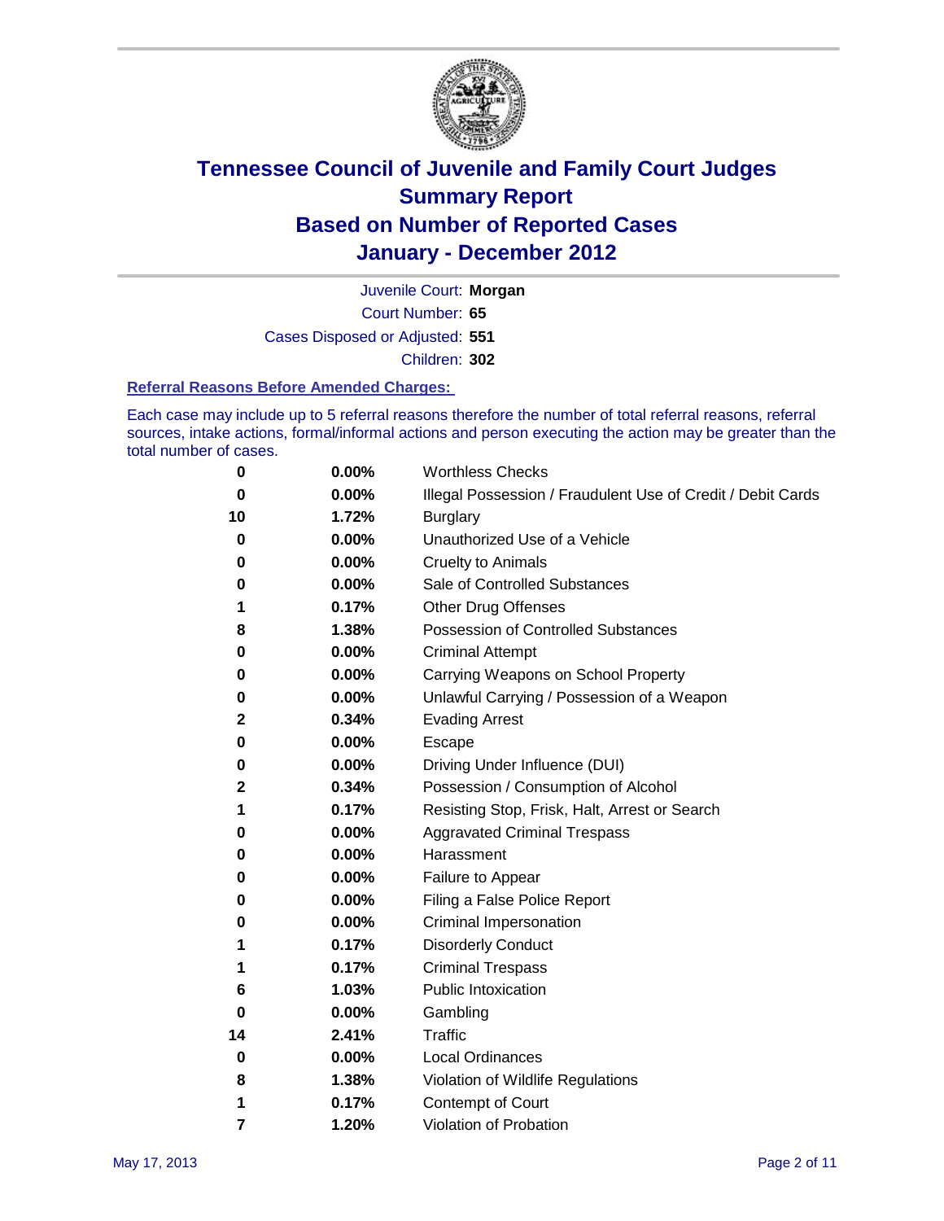# Tennessee Council of Juvenile and Family Court Judges
# Summary Report
# Based on Number of Reported Cases
# January - December 2012

Juvenile Court: **Morgan**
Court Number: **65**
Cases Disposed or Adjusted: **551**
Children: **302**

### Referral Reasons Before Amended Charges:

Each case may include up to 5 referral reasons therefore the number of total referral reasons, referral sources, intake actions, formal/informal actions and person executing the action may be greater than the total number of cases.

| Count | Percent | Referral Reason |
|---|---|---|
| 0 | 0.00% | Worthless Checks |
| 0 | 0.00% | Illegal Possession / Fraudulent Use of Credit / Debit Cards |
| 10 | 1.72% | Burglary |
| 0 | 0.00% | Unauthorized Use of a Vehicle |
| 0 | 0.00% | Cruelty to Animals |
| 0 | 0.00% | Sale of Controlled Substances |
| 1 | 0.17% | Other Drug Offenses |
| 8 | 1.38% | Possession of Controlled Substances |
| 0 | 0.00% | Criminal Attempt |
| 0 | 0.00% | Carrying Weapons on School Property |
| 0 | 0.00% | Unlawful Carrying / Possession of a Weapon |
| 2 | 0.34% | Evading Arrest |
| 0 | 0.00% | Escape |
| 0 | 0.00% | Driving Under Influence (DUI) |
| 2 | 0.34% | Possession / Consumption of Alcohol |
| 1 | 0.17% | Resisting Stop, Frisk, Halt, Arrest or Search |
| 0 | 0.00% | Aggravated Criminal Trespass |
| 0 | 0.00% | Harassment |
| 0 | 0.00% | Failure to Appear |
| 0 | 0.00% | Filing a False Police Report |
| 0 | 0.00% | Criminal Impersonation |
| 1 | 0.17% | Disorderly Conduct |
| 1 | 0.17% | Criminal Trespass |
| 6 | 1.03% | Public Intoxication |
| 0 | 0.00% | Gambling |
| 14 | 2.41% | Traffic |
| 0 | 0.00% | Local Ordinances |
| 8 | 1.38% | Violation of Wildlife Regulations |
| 1 | 0.17% | Contempt of Court |
| 7 | 1.20% | Violation of Probation |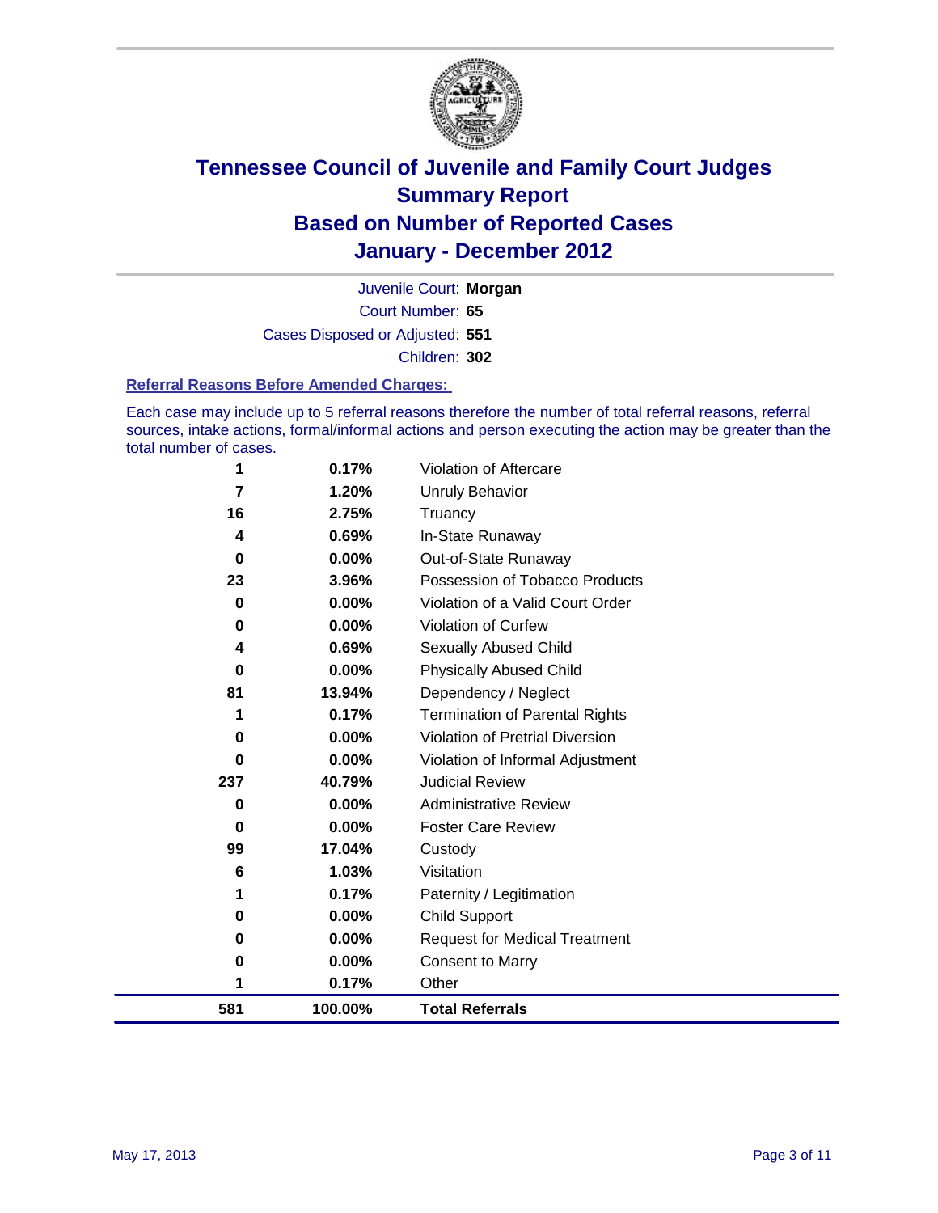# Tennessee Council of Juvenile and Family Court Judges
## Summary Report
## Based on Number of Reported Cases
## January - December 2012

Juvenile Court: **Morgan**
Court Number: **65**
Cases Disposed or Adjusted: **551**
Children: **302**

### Referral Reasons Before Amended Charges:

Each case may include up to 5 referral reasons therefore the number of total referral reasons, referral sources, intake actions, formal/informal actions and person executing the action may be greater than the total number of cases.

| Count | Percent | Referral Reason |
|---|---|---|
| 1 | 0.17% | Violation of Aftercare |
| 7 | 1.20% | Unruly Behavior |
| 16 | 2.75% | Truancy |
| 4 | 0.69% | In-State Runaway |
| 0 | 0.00% | Out-of-State Runaway |
| 23 | 3.96% | Possession of Tobacco Products |
| 0 | 0.00% | Violation of a Valid Court Order |
| 0 | 0.00% | Violation of Curfew |
| 4 | 0.69% | Sexually Abused Child |
| 0 | 0.00% | Physically Abused Child |
| 81 | 13.94% | Dependency / Neglect |
| 1 | 0.17% | Termination of Parental Rights |
| 0 | 0.00% | Violation of Pretrial Diversion |
| 0 | 0.00% | Violation of Informal Adjustment |
| 237 | 40.79% | Judicial Review |
| 0 | 0.00% | Administrative Review |
| 0 | 0.00% | Foster Care Review |
| 99 | 17.04% | Custody |
| 6 | 1.03% | Visitation |
| 1 | 0.17% | Paternity / Legitimation |
| 0 | 0.00% | Child Support |
| 0 | 0.00% | Request for Medical Treatment |
| 0 | 0.00% | Consent to Marry |
| 1 | 0.17% | Other |
| **581** | **100.00%** | **Total Referrals** |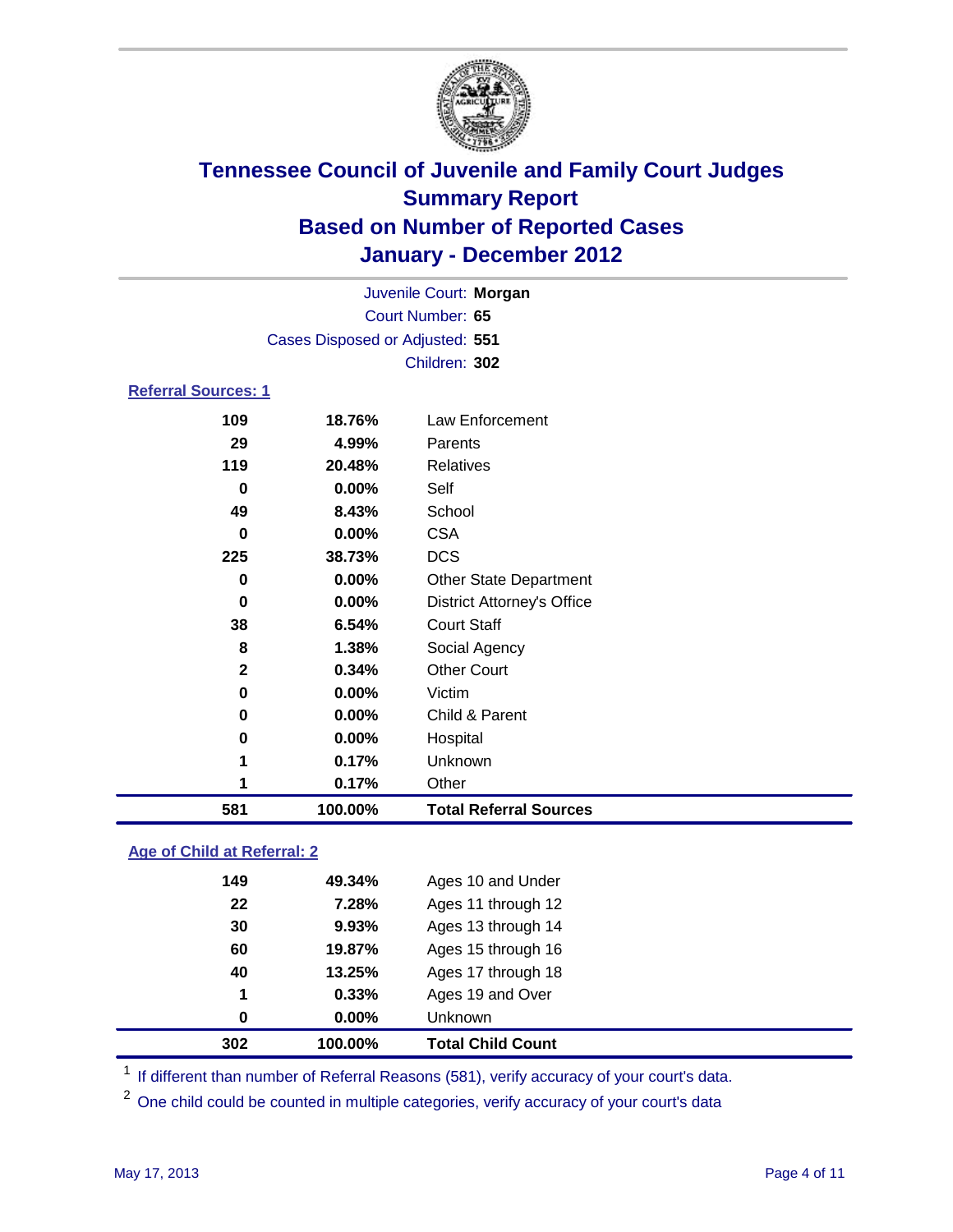# Tennessee Council of Juvenile and Family Court Judges
## Summary Report
## Based on Number of Reported Cases
## January - December 2012

Juvenile Court: **Morgan**
Court Number: **65**
Cases Disposed or Adjusted: **551**
Children: **302**

### Referral Sources: 1

| | | |
|---|---|---|
| 109 | 18.76% | Law Enforcement |
| 29 | 4.99% | Parents |
| 119 | 20.48% | Relatives |
| 0 | 0.00% | Self |
| 49 | 8.43% | School |
| 0 | 0.00% | CSA |
| 225 | 38.73% | DCS |
| 0 | 0.00% | Other State Department |
| 0 | 0.00% | District Attorney's Office |
| 38 | 6.54% | Court Staff |
| 8 | 1.38% | Social Agency |
| 2 | 0.34% | Other Court |
| 0 | 0.00% | Victim |
| 0 | 0.00% | Child & Parent |
| 0 | 0.00% | Hospital |
| 1 | 0.17% | Unknown |
| 1 | 0.17% | Other |
| **581** | **100.00%** | **Total Referral Sources** |

### Age of Child at Referral: 2

| | | |
|---|---|---|
| 149 | 49.34% | Ages 10 and Under |
| 22 | 7.28% | Ages 11 through 12 |
| 30 | 9.93% | Ages 13 through 14 |
| 60 | 19.87% | Ages 15 through 16 |
| 40 | 13.25% | Ages 17 through 18 |
| 1 | 0.33% | Ages 19 and Over |
| 0 | 0.00% | Unknown |
| **302** | **100.00%** | **Total Child Count** |

[1] If different than number of Referral Reasons (581), verify accuracy of your court's data.

[2] One child could be counted in multiple categories, verify accuracy of your court's data

May 17, 2013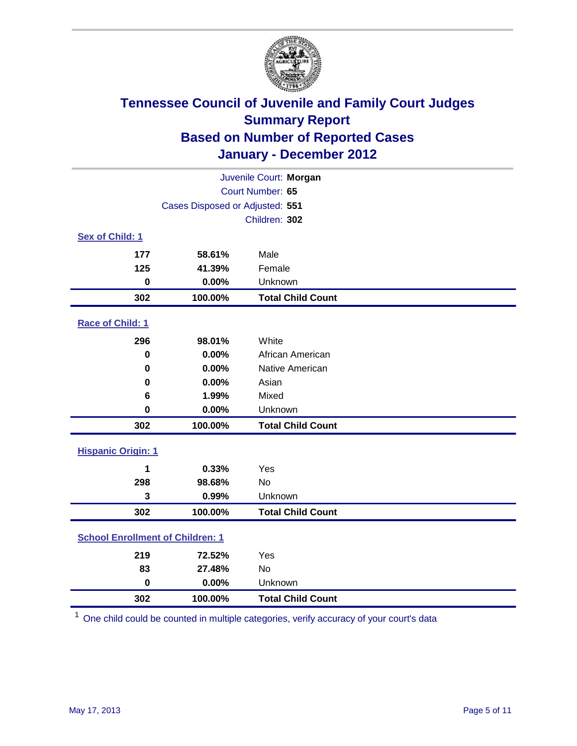# Tennessee Council of Juvenile and Family Court Judges
## Summary Report
## Based on Number of Reported Cases
## January - December 2012

Juvenile Court: **Morgan**
Court Number: **65**
Cases Disposed or Adjusted: **551**
Children: **302**

### Sex of Child: 1

| Count | Percent | Category |
|---|---|---|
| 177 | 58.61% | Male |
| 125 | 41.39% | Female |
| 0 | 0.00% | Unknown |
| **302** | **100.00%** | **Total Child Count** |

### Race of Child: 1

| Count | Percent | Category |
|---|---|---|
| 296 | 98.01% | White |
| 0 | 0.00% | African American |
| 0 | 0.00% | Native American |
| 0 | 0.00% | Asian |
| 6 | 1.99% | Mixed |
| 0 | 0.00% | Unknown |
| **302** | **100.00%** | **Total Child Count** |

### Hispanic Origin: 1

| Count | Percent | Category |
|---|---|---|
| 1 | 0.33% | Yes |
| 298 | 98.68% | No |
| 3 | 0.99% | Unknown |
| **302** | **100.00%** | **Total Child Count** |

### School Enrollment of Children: 1

| Count | Percent | Category |
|---|---|---|
| 219 | 72.52% | Yes |
| 83 | 27.48% | No |
| 0 | 0.00% | Unknown |
| **302** | **100.00%** | **Total Child Count** |

[1] One child could be counted in multiple categories, verify accuracy of your court's data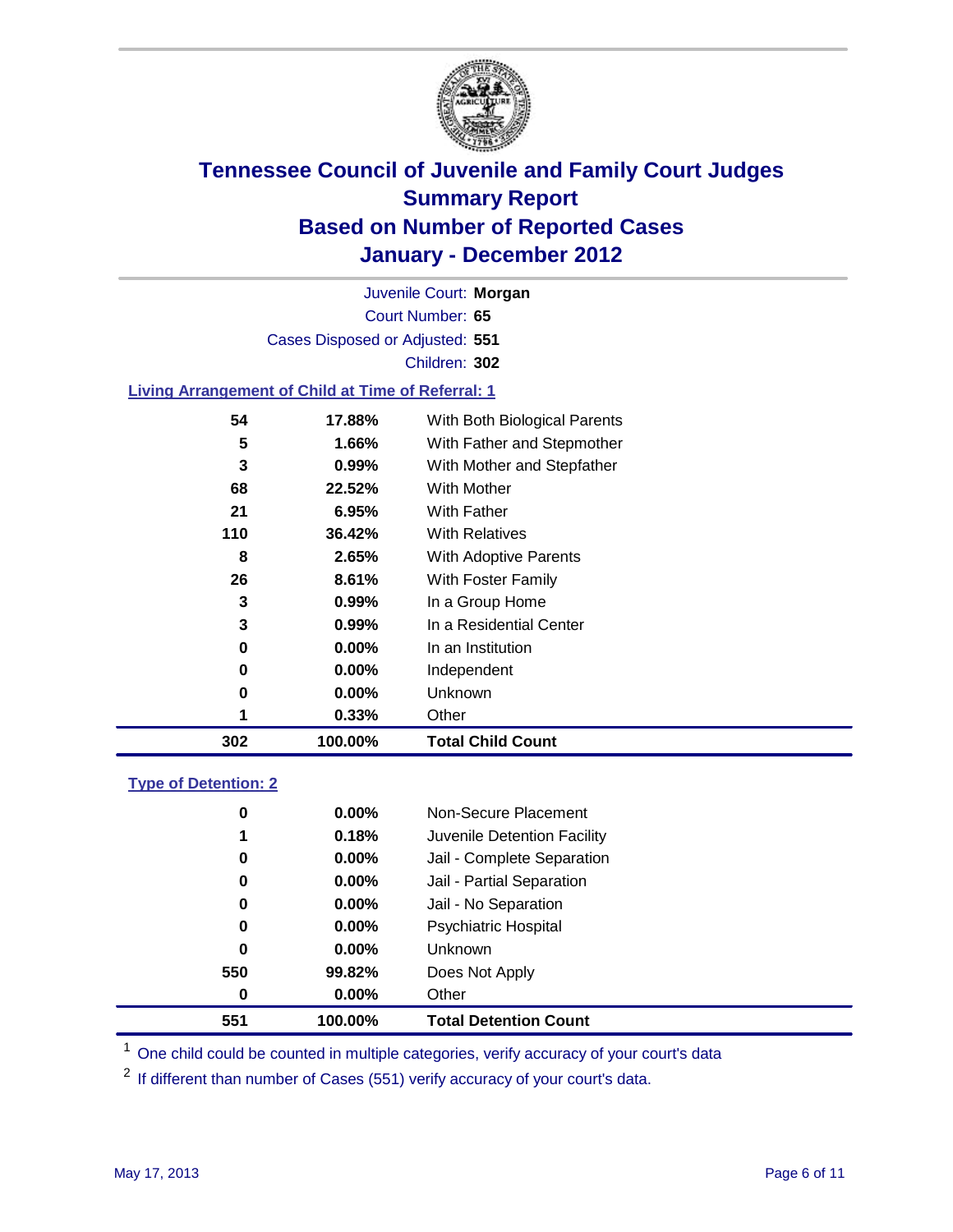# Tennessee Council of Juvenile and Family Court Judges
## Summary Report
## Based on Number of Reported Cases
## January - December 2012

Juvenile Court: **Morgan**

Court Number: **65**

Cases Disposed or Adjusted: **551**

Children: **302**

### Living Arrangement of Child at Time of Referral: 1

| | | |
|---|---|---|
| 54 | 17.88% | With Both Biological Parents |
| 5 | 1.66% | With Father and Stepmother |
| 3 | 0.99% | With Mother and Stepfather |
| 68 | 22.52% | With Mother |
| 21 | 6.95% | With Father |
| 110 | 36.42% | With Relatives |
| 8 | 2.65% | With Adoptive Parents |
| 26 | 8.61% | With Foster Family |
| 3 | 0.99% | In a Group Home |
| 3 | 0.99% | In a Residential Center |
| 0 | 0.00% | In an Institution |
| 0 | 0.00% | Independent |
| 0 | 0.00% | Unknown |
| 1 | 0.33% | Other |
| **302** | **100.00%** | **Total Child Count** |

### Type of Detention: 2

| | | |
|---|---|---|
| 0 | 0.00% | Non-Secure Placement |
| 1 | 0.18% | Juvenile Detention Facility |
| 0 | 0.00% | Jail - Complete Separation |
| 0 | 0.00% | Jail - Partial Separation |
| 0 | 0.00% | Jail - No Separation |
| 0 | 0.00% | Psychiatric Hospital |
| 0 | 0.00% | Unknown |
| 550 | 99.82% | Does Not Apply |
| 0 | 0.00% | Other |
| **551** | **100.00%** | **Total Detention Count** |

[1] One child could be counted in multiple categories, verify accuracy of your court's data

[2] If different than number of Cases (551) verify accuracy of your court's data.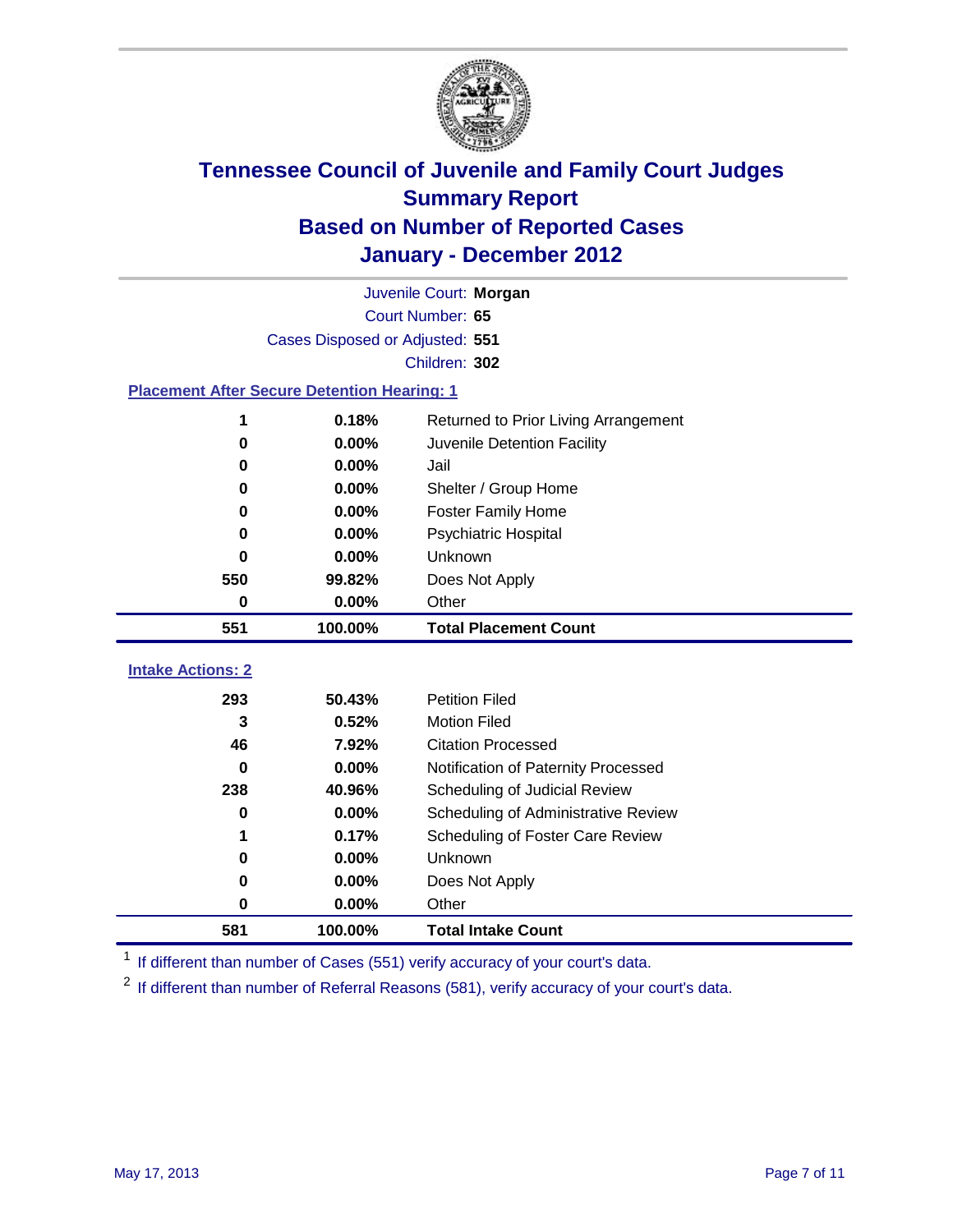# Tennessee Council of Juvenile and Family Court Judges
## Summary Report
## Based on Number of Reported Cases
## January - December 2012

Juvenile Court: **Morgan**
Court Number: **65**
Cases Disposed or Adjusted: **551**
Children: **302**

### Placement After Secure Detention Hearing: 1

| Count | Percent | Placement |
|---|---|---|
| 1 | 0.18% | Returned to Prior Living Arrangement |
| 0 | 0.00% | Juvenile Detention Facility |
| 0 | 0.00% | Jail |
| 0 | 0.00% | Shelter / Group Home |
| 0 | 0.00% | Foster Family Home |
| 0 | 0.00% | Psychiatric Hospital |
| 0 | 0.00% | Unknown |
| 550 | 99.82% | Does Not Apply |
| 0 | 0.00% | Other |
| **551** | **100.00%** | **Total Placement Count** |

### Intake Actions: 2

| Count | Percent | Intake Action |
|---|---|---|
| 293 | 50.43% | Petition Filed |
| 3 | 0.52% | Motion Filed |
| 46 | 7.92% | Citation Processed |
| 0 | 0.00% | Notification of Paternity Processed |
| 238 | 40.96% | Scheduling of Judicial Review |
| 0 | 0.00% | Scheduling of Administrative Review |
| 1 | 0.17% | Scheduling of Foster Care Review |
| 0 | 0.00% | Unknown |
| 0 | 0.00% | Does Not Apply |
| 0 | 0.00% | Other |
| **581** | **100.00%** | **Total Intake Count** |

[1] If different than number of Cases (551) verify accuracy of your court's data.

[2] If different than number of Referral Reasons (581), verify accuracy of your court's data.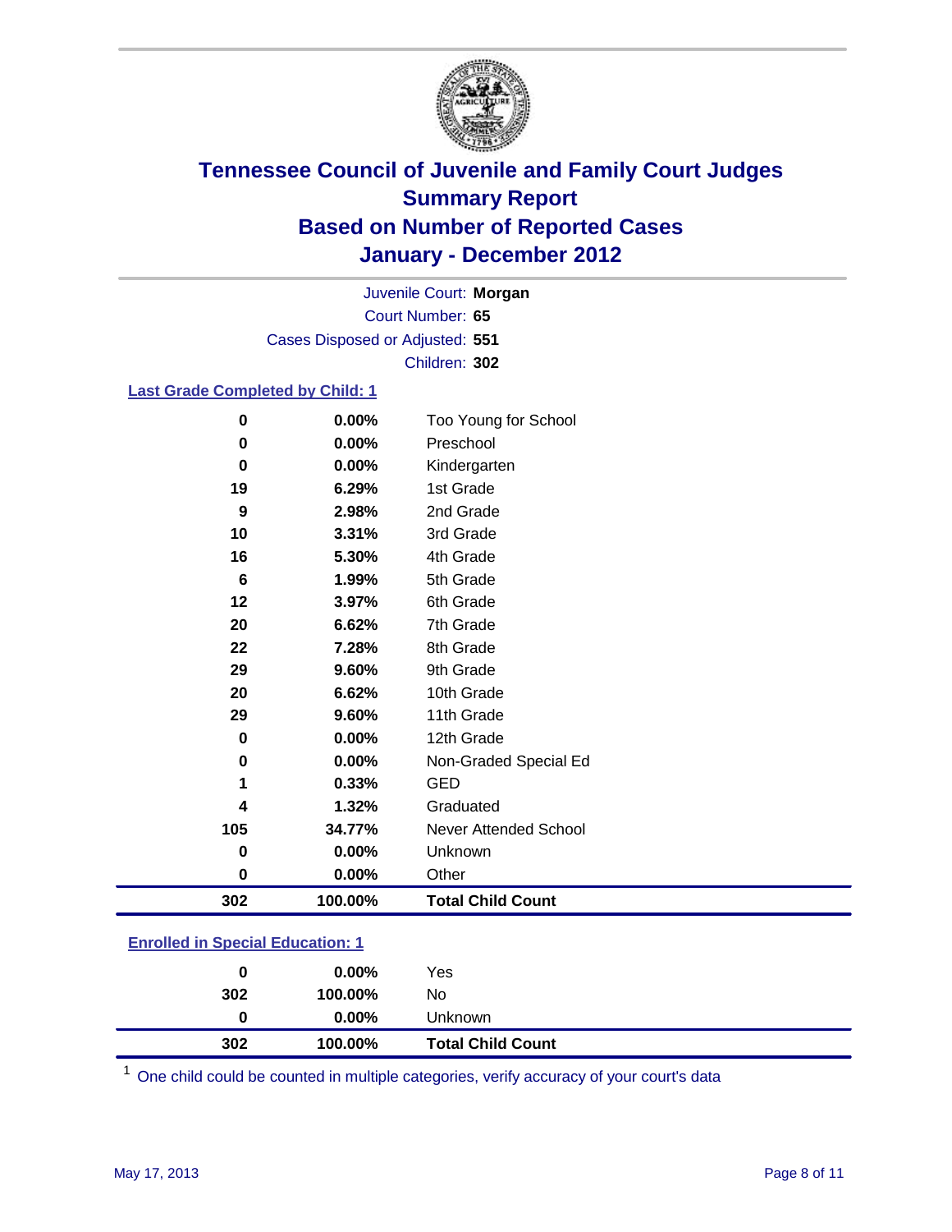# Tennessee Council of Juvenile and Family Court Judges
## Summary Report
## Based on Number of Reported Cases
## January - December 2012

Juvenile Court: **Morgan**

Court Number: **65**

Cases Disposed or Adjusted: **551**

Children: **302**

### Last Grade Completed by Child: 1

| Count | Percent | Category |
|---|---|---|
| 0 | 0.00% | Too Young for School |
| 0 | 0.00% | Preschool |
| 0 | 0.00% | Kindergarten |
| 19 | 6.29% | 1st Grade |
| 9 | 2.98% | 2nd Grade |
| 10 | 3.31% | 3rd Grade |
| 16 | 5.30% | 4th Grade |
| 6 | 1.99% | 5th Grade |
| 12 | 3.97% | 6th Grade |
| 20 | 6.62% | 7th Grade |
| 22 | 7.28% | 8th Grade |
| 29 | 9.60% | 9th Grade |
| 20 | 6.62% | 10th Grade |
| 29 | 9.60% | 11th Grade |
| 0 | 0.00% | 12th Grade |
| 0 | 0.00% | Non-Graded Special Ed |
| 1 | 0.33% | GED |
| 4 | 1.32% | Graduated |
| 105 | 34.77% | Never Attended School |
| 0 | 0.00% | Unknown |
| 0 | 0.00% | Other |
| **302** | **100.00%** | **Total Child Count** |

### Enrolled in Special Education: 1

| Count | Percent | Category |
|---|---|---|
| 0 | 0.00% | Yes |
| 302 | 100.00% | No |
| 0 | 0.00% | Unknown |
| **302** | **100.00%** | **Total Child Count** |

[1] One child could be counted in multiple categories, verify accuracy of your court's data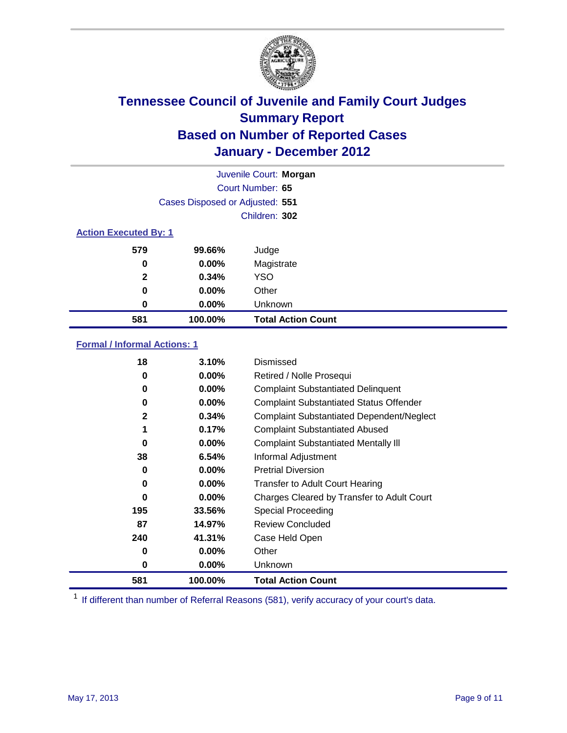# Tennessee Council of Juvenile and Family Court Judges
## Summary Report
## Based on Number of Reported Cases
## January - December 2012

Juvenile Court: **Morgan**
Court Number: **65**
Cases Disposed or Adjusted: **551**
Children: **302**

### Action Executed By: 1

| | | |
|---|---|---|
| 579 | 99.66% | Judge |
| 0 | 0.00% | Magistrate |
| 2 | 0.34% | YSO |
| 0 | 0.00% | Other |
| 0 | 0.00% | Unknown |
| **581** | **100.00%** | **Total Action Count** |

### Formal / Informal Actions: 1

| | | |
|---|---|---|
| 18 | 3.10% | Dismissed |
| 0 | 0.00% | Retired / Nolle Prosequi |
| 0 | 0.00% | Complaint Substantiated Delinquent |
| 0 | 0.00% | Complaint Substantiated Status Offender |
| 2 | 0.34% | Complaint Substantiated Dependent/Neglect |
| 1 | 0.17% | Complaint Substantiated Abused |
| 0 | 0.00% | Complaint Substantiated Mentally Ill |
| 38 | 6.54% | Informal Adjustment |
| 0 | 0.00% | Pretrial Diversion |
| 0 | 0.00% | Transfer to Adult Court Hearing |
| 0 | 0.00% | Charges Cleared by Transfer to Adult Court |
| 195 | 33.56% | Special Proceeding |
| 87 | 14.97% | Review Concluded |
| 240 | 41.31% | Case Held Open |
| 0 | 0.00% | Other |
| 0 | 0.00% | Unknown |
| **581** | **100.00%** | **Total Action Count** |

[1] If different than number of Referral Reasons (581), verify accuracy of your court's data.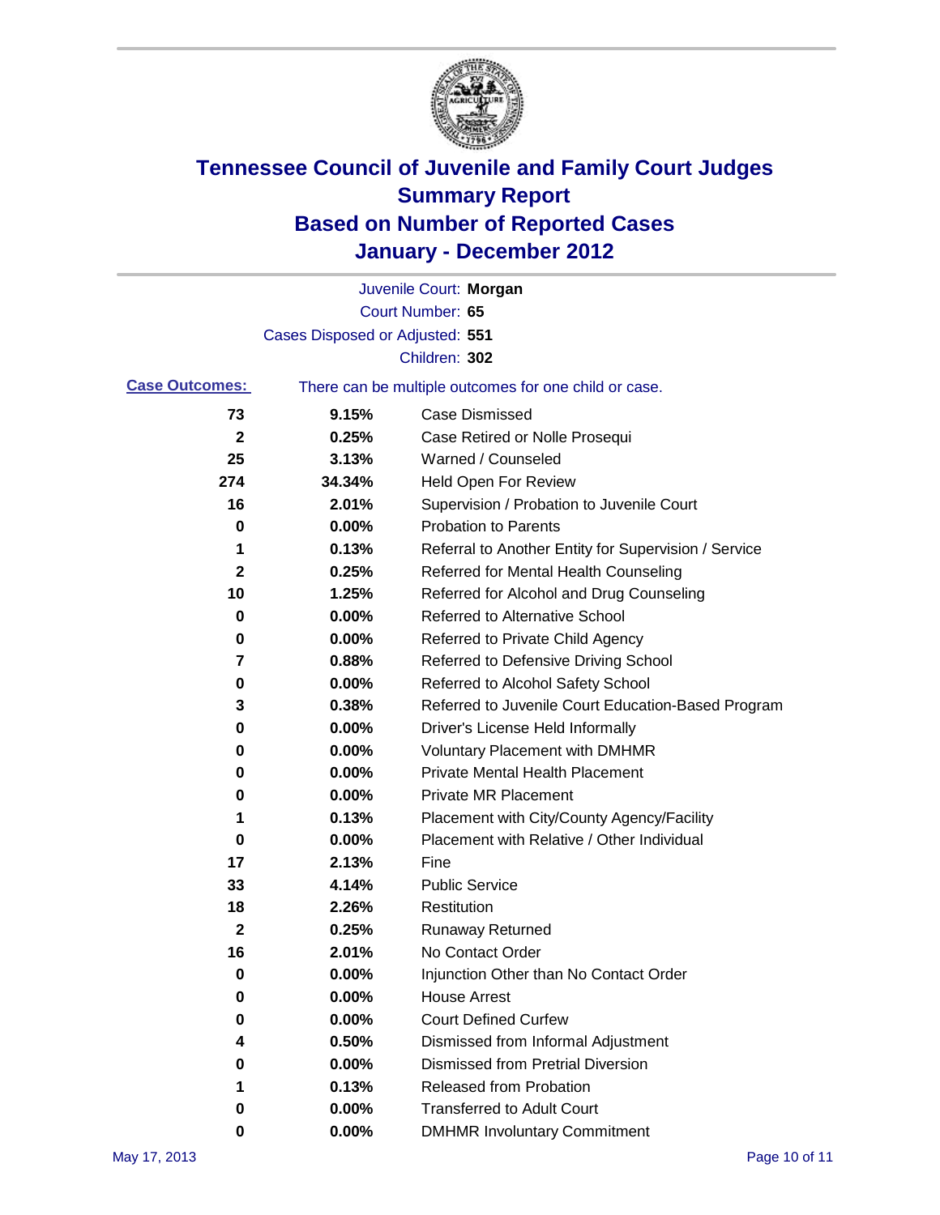# Tennessee Council of Juvenile and Family Court Judges
# Summary Report
# Based on Number of Reported Cases
# January - December 2012

Juvenile Court: **Morgan**

Court Number: **65**

Cases Disposed or Adjusted: **551**

Children: **302**

**Case Outcomes:** There can be multiple outcomes for one child or case.

| Count | Percent | Outcome |
|---|---|---|
| **73** | **9.15%** | Case Dismissed |
| **2** | **0.25%** | Case Retired or Nolle Prosequi |
| **25** | **3.13%** | Warned / Counseled |
| **274** | **34.34%** | Held Open For Review |
| **16** | **2.01%** | Supervision / Probation to Juvenile Court |
| **0** | **0.00%** | Probation to Parents |
| **1** | **0.13%** | Referral to Another Entity for Supervision / Service |
| **2** | **0.25%** | Referred for Mental Health Counseling |
| **10** | **1.25%** | Referred for Alcohol and Drug Counseling |
| **0** | **0.00%** | Referred to Alternative School |
| **0** | **0.00%** | Referred to Private Child Agency |
| **7** | **0.88%** | Referred to Defensive Driving School |
| **0** | **0.00%** | Referred to Alcohol Safety School |
| **3** | **0.38%** | Referred to Juvenile Court Education-Based Program |
| **0** | **0.00%** | Driver's License Held Informally |
| **0** | **0.00%** | Voluntary Placement with DMHMR |
| **0** | **0.00%** | Private Mental Health Placement |
| **0** | **0.00%** | Private MR Placement |
| **1** | **0.13%** | Placement with City/County Agency/Facility |
| **0** | **0.00%** | Placement with Relative / Other Individual |
| **17** | **2.13%** | Fine |
| **33** | **4.14%** | Public Service |
| **18** | **2.26%** | Restitution |
| **2** | **0.25%** | Runaway Returned |
| **16** | **2.01%** | No Contact Order |
| **0** | **0.00%** | Injunction Other than No Contact Order |
| **0** | **0.00%** | House Arrest |
| **0** | **0.00%** | Court Defined Curfew |
| **4** | **0.50%** | Dismissed from Informal Adjustment |
| **0** | **0.00%** | Dismissed from Pretrial Diversion |
| **1** | **0.13%** | Released from Probation |
| **0** | **0.00%** | Transferred to Adult Court |
| **0** | **0.00%** | DMHMR Involuntary Commitment |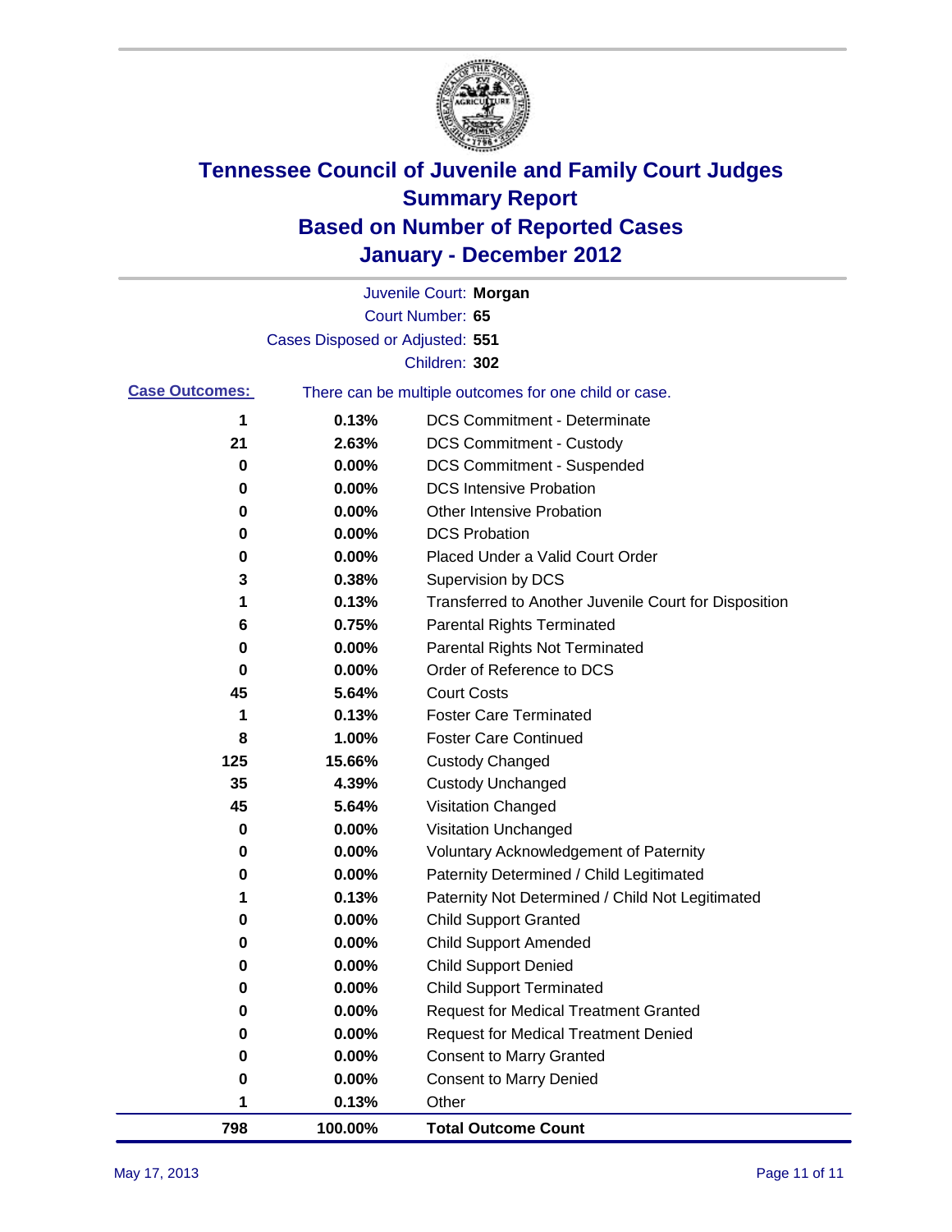# Tennessee Council of Juvenile and Family Court Judges
## Summary Report
## Based on Number of Reported Cases
## January - December 2012

Juvenile Court: **Morgan**

Court Number: **65**

Cases Disposed or Adjusted: **551**

Children: **302**

**Case Outcomes:** There can be multiple outcomes for one child or case.

| | | |
|---|---|---|
| 1 | 0.13% | DCS Commitment - Determinate |
| 21 | 2.63% | DCS Commitment - Custody |
| 0 | 0.00% | DCS Commitment - Suspended |
| 0 | 0.00% | DCS Intensive Probation |
| 0 | 0.00% | Other Intensive Probation |
| 0 | 0.00% | DCS Probation |
| 0 | 0.00% | Placed Under a Valid Court Order |
| 3 | 0.38% | Supervision by DCS |
| 1 | 0.13% | Transferred to Another Juvenile Court for Disposition |
| 6 | 0.75% | Parental Rights Terminated |
| 0 | 0.00% | Parental Rights Not Terminated |
| 0 | 0.00% | Order of Reference to DCS |
| 45 | 5.64% | Court Costs |
| 1 | 0.13% | Foster Care Terminated |
| 8 | 1.00% | Foster Care Continued |
| 125 | 15.66% | Custody Changed |
| 35 | 4.39% | Custody Unchanged |
| 45 | 5.64% | Visitation Changed |
| 0 | 0.00% | Visitation Unchanged |
| 0 | 0.00% | Voluntary Acknowledgement of Paternity |
| 0 | 0.00% | Paternity Determined / Child Legitimated |
| 1 | 0.13% | Paternity Not Determined / Child Not Legitimated |
| 0 | 0.00% | Child Support Granted |
| 0 | 0.00% | Child Support Amended |
| 0 | 0.00% | Child Support Denied |
| 0 | 0.00% | Child Support Terminated |
| 0 | 0.00% | Request for Medical Treatment Granted |
| 0 | 0.00% | Request for Medical Treatment Denied |
| 0 | 0.00% | Consent to Marry Granted |
| 0 | 0.00% | Consent to Marry Denied |
| 1 | 0.13% | Other |
| **798** | **100.00%** | **Total Outcome Count** |